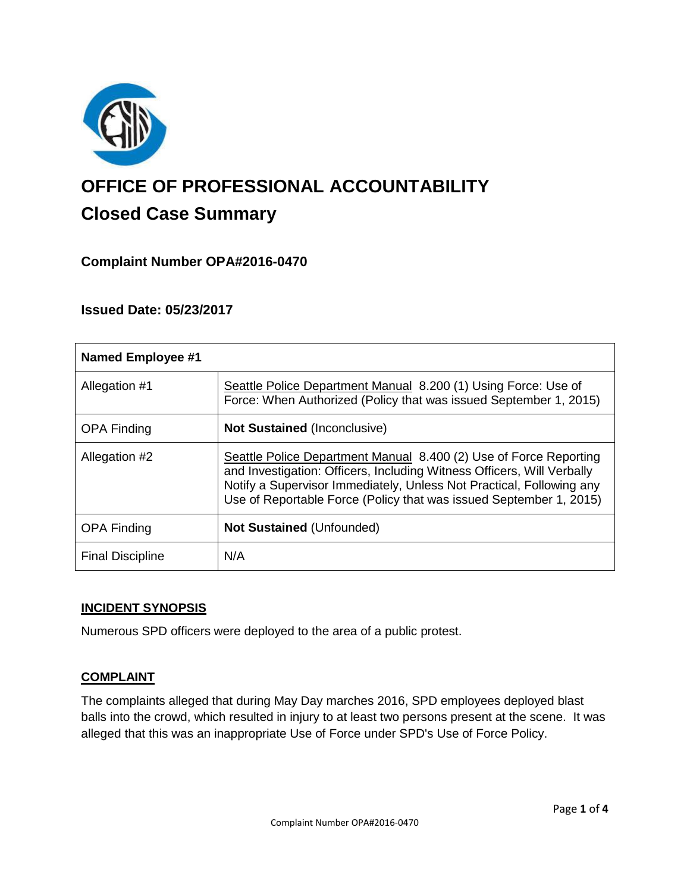# OFFICE OF PROFESSIONAL ACCOUNTABILITY

## Closed Case Summary

### Complaint Number OPA#2016-0470

### Issued Date: 05/23/2017

| Named Employee #1 | |
|---|---|
| Allegation #1 | Seattle Police Department Manual 8.200 (1) Using Force: Use of Force: When Authorized (Policy that was issued September 1, 2015) |
| OPA Finding | **Not Sustained** (Inconclusive) |
| Allegation #2 | Seattle Police Department Manual 8.400 (2) Use of Force Reporting and Investigation: Officers, Including Witness Officers, Will Verbally Notify a Supervisor Immediately, Unless Not Practical, Following any Use of Reportable Force (Policy that was issued September 1, 2015) |
| OPA Finding | **Not Sustained** (Unfounded) |
| Final Discipline | N/A |

### INCIDENT SYNOPSIS

Numerous SPD officers were deployed to the area of a public protest.

### COMPLAINT

The complaints alleged that during May Day marches 2016, SPD employees deployed blast balls into the crowd, which resulted in injury to at least two persons present at the scene. It was alleged that this was an inappropriate Use of Force under SPD's Use of Force Policy.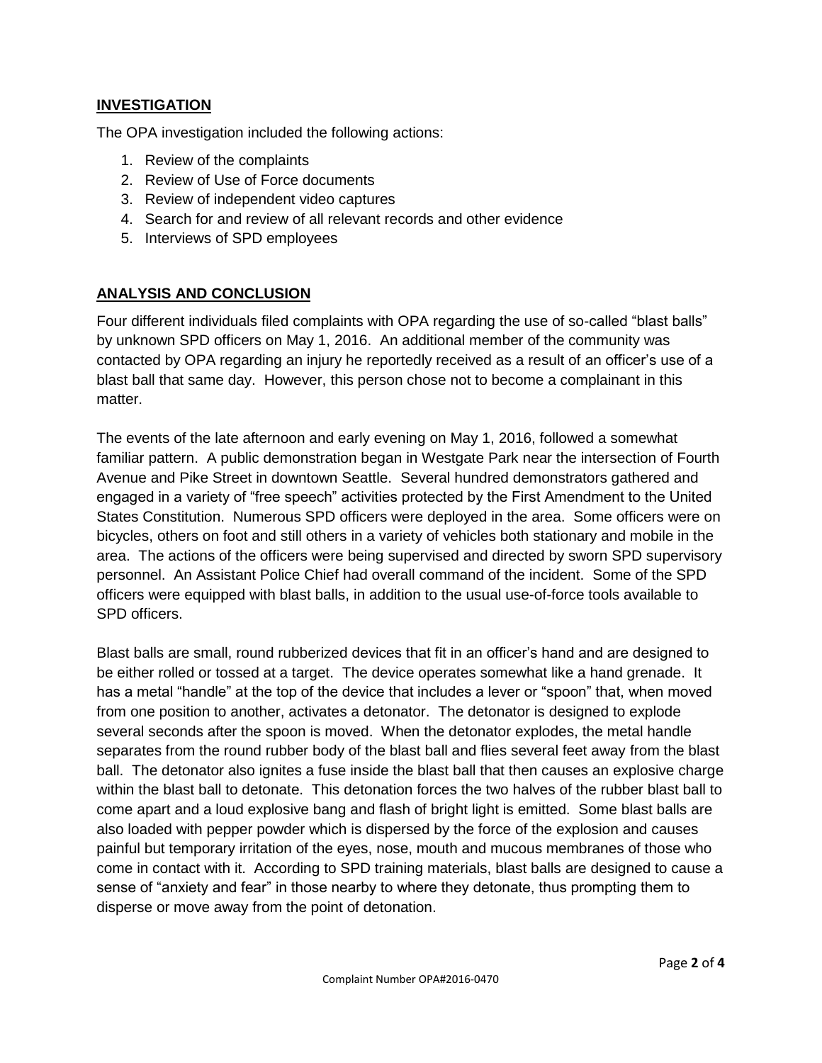## INVESTIGATION

The OPA investigation included the following actions:

1. Review of the complaints
2. Review of Use of Force documents
3. Review of independent video captures
4. Search for and review of all relevant records and other evidence
5. Interviews of SPD employees

## ANALYSIS AND CONCLUSION

Four different individuals filed complaints with OPA regarding the use of so-called "blast balls" by unknown SPD officers on May 1, 2016. An additional member of the community was contacted by OPA regarding an injury he reportedly received as a result of an officer's use of a blast ball that same day. However, this person chose not to become a complainant in this matter.

The events of the late afternoon and early evening on May 1, 2016, followed a somewhat familiar pattern. A public demonstration began in Westgate Park near the intersection of Fourth Avenue and Pike Street in downtown Seattle. Several hundred demonstrators gathered and engaged in a variety of "free speech" activities protected by the First Amendment to the United States Constitution. Numerous SPD officers were deployed in the area. Some officers were on bicycles, others on foot and still others in a variety of vehicles both stationary and mobile in the area. The actions of the officers were being supervised and directed by sworn SPD supervisory personnel. An Assistant Police Chief had overall command of the incident. Some of the SPD officers were equipped with blast balls, in addition to the usual use-of-force tools available to SPD officers.

Blast balls are small, round rubberized devices that fit in an officer's hand and are designed to be either rolled or tossed at a target. The device operates somewhat like a hand grenade. It has a metal "handle" at the top of the device that includes a lever or "spoon" that, when moved from one position to another, activates a detonator. The detonator is designed to explode several seconds after the spoon is moved. When the detonator explodes, the metal handle separates from the round rubber body of the blast ball and flies several feet away from the blast ball. The detonator also ignites a fuse inside the blast ball that then causes an explosive charge within the blast ball to detonate. This detonation forces the two halves of the rubber blast ball to come apart and a loud explosive bang and flash of bright light is emitted. Some blast balls are also loaded with pepper powder which is dispersed by the force of the explosion and causes painful but temporary irritation of the eyes, nose, mouth and mucous membranes of those who come in contact with it. According to SPD training materials, blast balls are designed to cause a sense of "anxiety and fear" in those nearby to where they detonate, thus prompting them to disperse or move away from the point of detonation.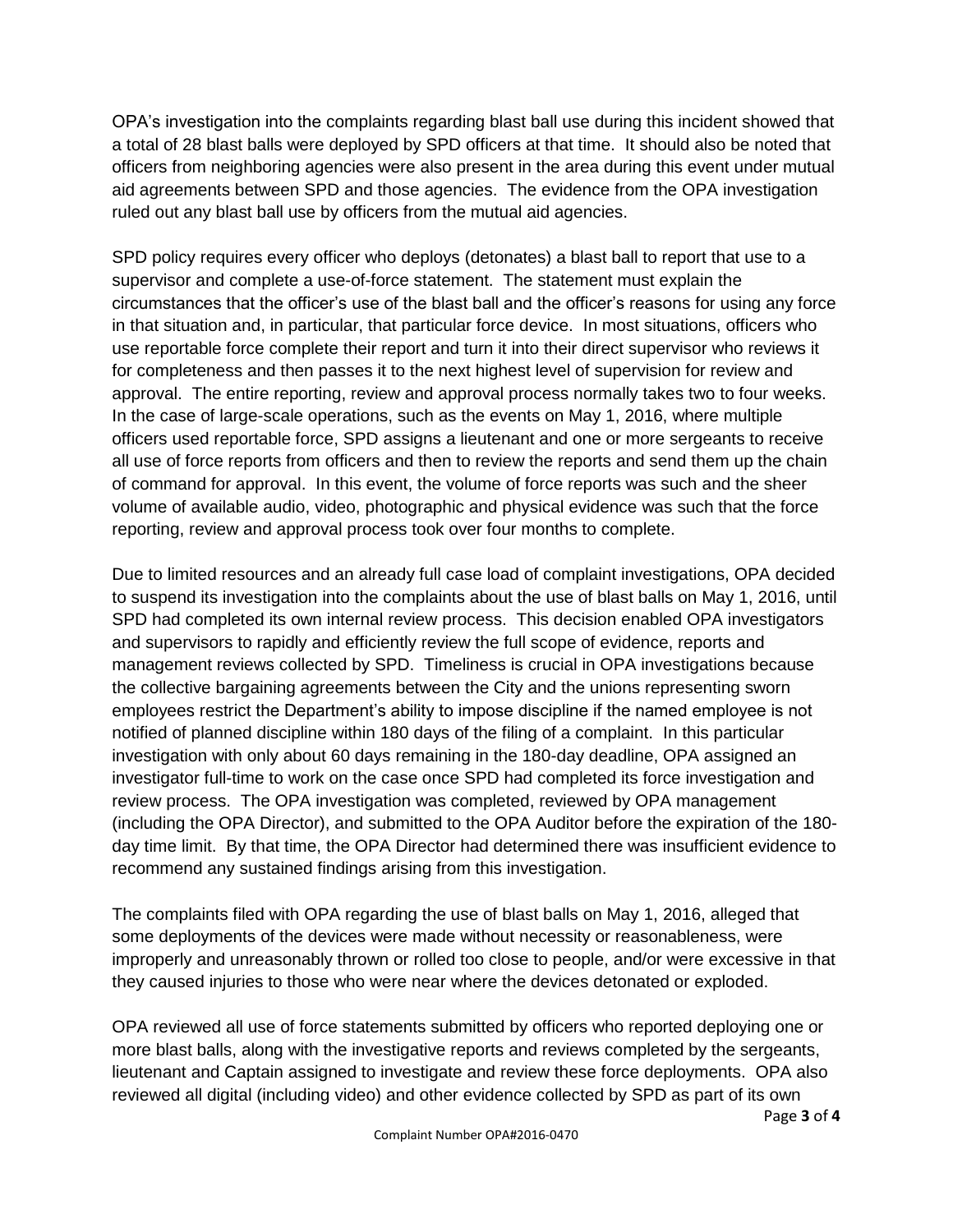OPA's investigation into the complaints regarding blast ball use during this incident showed that a total of 28 blast balls were deployed by SPD officers at that time. It should also be noted that officers from neighboring agencies were also present in the area during this event under mutual aid agreements between SPD and those agencies. The evidence from the OPA investigation ruled out any blast ball use by officers from the mutual aid agencies.

SPD policy requires every officer who deploys (detonates) a blast ball to report that use to a supervisor and complete a use-of-force statement. The statement must explain the circumstances that the officer's use of the blast ball and the officer's reasons for using any force in that situation and, in particular, that particular force device. In most situations, officers who use reportable force complete their report and turn it into their direct supervisor who reviews it for completeness and then passes it to the next highest level of supervision for review and approval. The entire reporting, review and approval process normally takes two to four weeks. In the case of large-scale operations, such as the events on May 1, 2016, where multiple officers used reportable force, SPD assigns a lieutenant and one or more sergeants to receive all use of force reports from officers and then to review the reports and send them up the chain of command for approval. In this event, the volume of force reports was such and the sheer volume of available audio, video, photographic and physical evidence was such that the force reporting, review and approval process took over four months to complete.

Due to limited resources and an already full case load of complaint investigations, OPA decided to suspend its investigation into the complaints about the use of blast balls on May 1, 2016, until SPD had completed its own internal review process. This decision enabled OPA investigators and supervisors to rapidly and efficiently review the full scope of evidence, reports and management reviews collected by SPD. Timeliness is crucial in OPA investigations because the collective bargaining agreements between the City and the unions representing sworn employees restrict the Department's ability to impose discipline if the named employee is not notified of planned discipline within 180 days of the filing of a complaint. In this particular investigation with only about 60 days remaining in the 180-day deadline, OPA assigned an investigator full-time to work on the case once SPD had completed its force investigation and review process. The OPA investigation was completed, reviewed by OPA management (including the OPA Director), and submitted to the OPA Auditor before the expiration of the 180-day time limit. By that time, the OPA Director had determined there was insufficient evidence to recommend any sustained findings arising from this investigation.

The complaints filed with OPA regarding the use of blast balls on May 1, 2016, alleged that some deployments of the devices were made without necessity or reasonableness, were improperly and unreasonably thrown or rolled too close to people, and/or were excessive in that they caused injuries to those who were near where the devices detonated or exploded.

OPA reviewed all use of force statements submitted by officers who reported deploying one or more blast balls, along with the investigative reports and reviews completed by the sergeants, lieutenant and Captain assigned to investigate and review these force deployments. OPA also reviewed all digital (including video) and other evidence collected by SPD as part of its own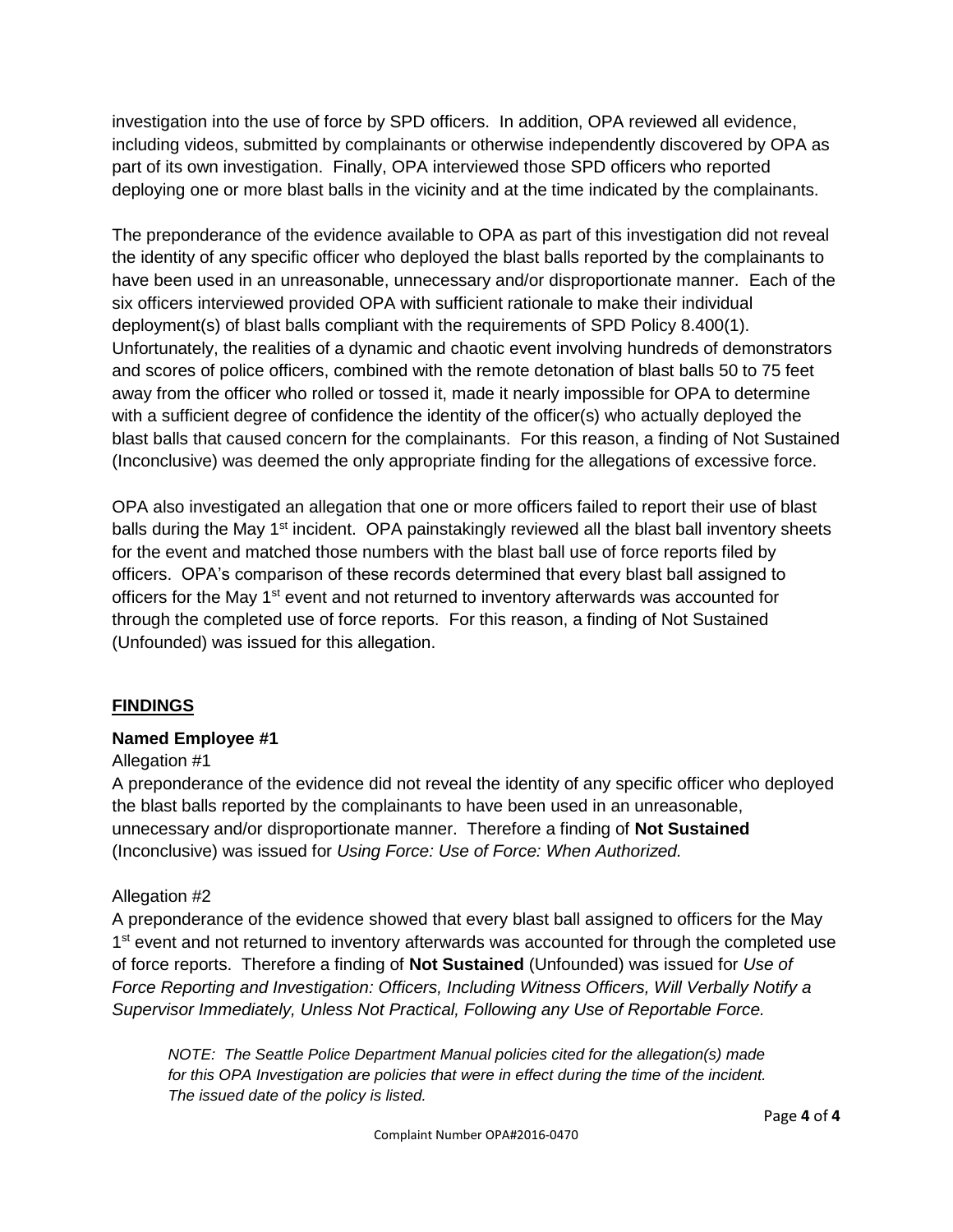investigation into the use of force by SPD officers. In addition, OPA reviewed all evidence, including videos, submitted by complainants or otherwise independently discovered by OPA as part of its own investigation. Finally, OPA interviewed those SPD officers who reported deploying one or more blast balls in the vicinity and at the time indicated by the complainants.

The preponderance of the evidence available to OPA as part of this investigation did not reveal the identity of any specific officer who deployed the blast balls reported by the complainants to have been used in an unreasonable, unnecessary and/or disproportionate manner. Each of the six officers interviewed provided OPA with sufficient rationale to make their individual deployment(s) of blast balls compliant with the requirements of SPD Policy 8.400(1). Unfortunately, the realities of a dynamic and chaotic event involving hundreds of demonstrators and scores of police officers, combined with the remote detonation of blast balls 50 to 75 feet away from the officer who rolled or tossed it, made it nearly impossible for OPA to determine with a sufficient degree of confidence the identity of the officer(s) who actually deployed the blast balls that caused concern for the complainants. For this reason, a finding of Not Sustained (Inconclusive) was deemed the only appropriate finding for the allegations of excessive force.

OPA also investigated an allegation that one or more officers failed to report their use of blast balls during the May 1st incident. OPA painstakingly reviewed all the blast ball inventory sheets for the event and matched those numbers with the blast ball use of force reports filed by officers. OPA's comparison of these records determined that every blast ball assigned to officers for the May 1st event and not returned to inventory afterwards was accounted for through the completed use of force reports. For this reason, a finding of Not Sustained (Unfounded) was issued for this allegation.

## FINDINGS

**Named Employee #1**

Allegation #1

A preponderance of the evidence did not reveal the identity of any specific officer who deployed the blast balls reported by the complainants to have been used in an unreasonable, unnecessary and/or disproportionate manner. Therefore a finding of **Not Sustained** (Inconclusive) was issued for *Using Force: Use of Force: When Authorized.*

Allegation #2

A preponderance of the evidence showed that every blast ball assigned to officers for the May 1st event and not returned to inventory afterwards was accounted for through the completed use of force reports. Therefore a finding of **Not Sustained** (Unfounded) was issued for *Use of Force Reporting and Investigation: Officers, Including Witness Officers, Will Verbally Notify a Supervisor Immediately, Unless Not Practical, Following any Use of Reportable Force.*

> *NOTE: The Seattle Police Department Manual policies cited for the allegation(s) made for this OPA Investigation are policies that were in effect during the time of the incident. The issued date of the policy is listed.*

Complaint Number OPA#2016-0470